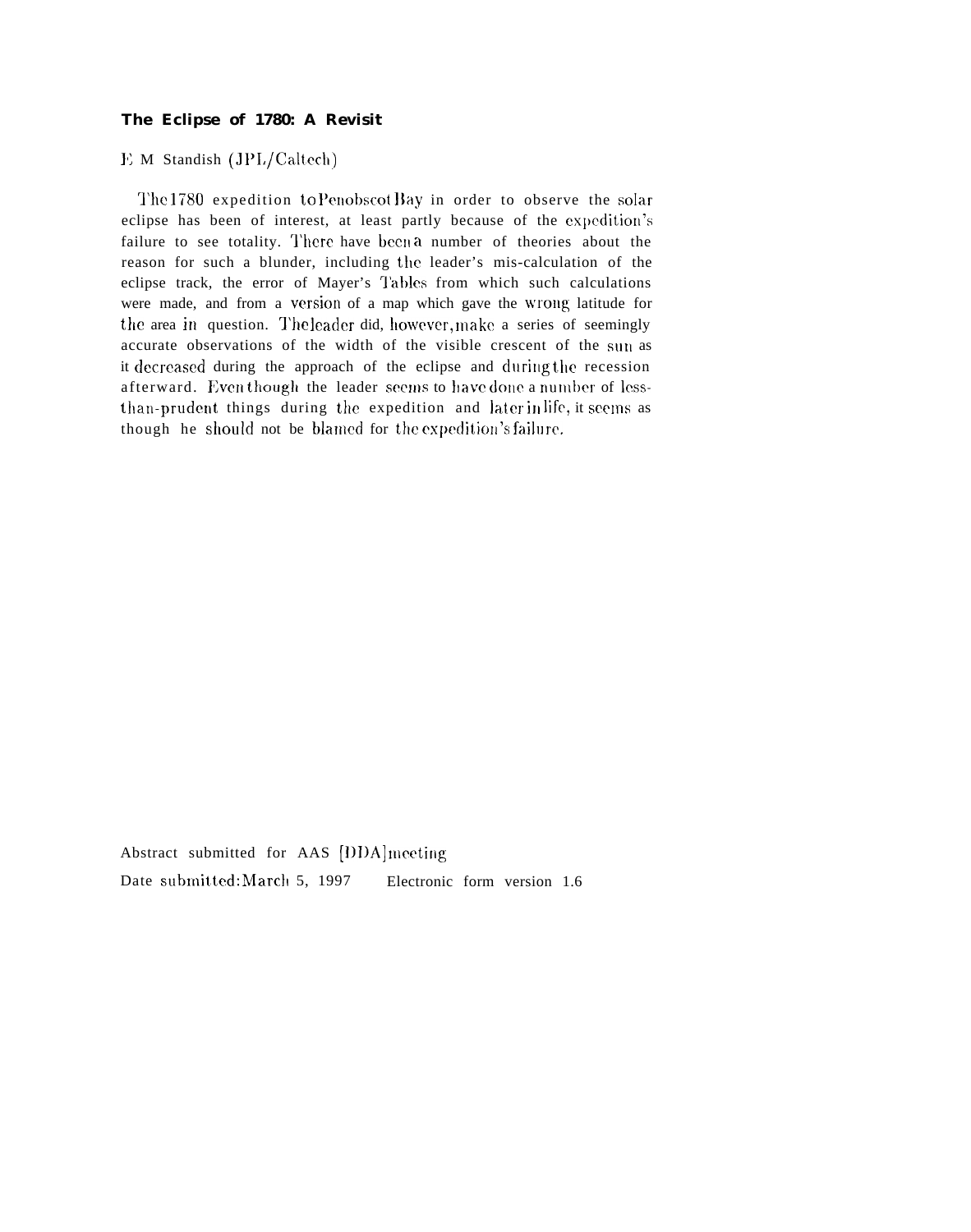**The Eclipse of 1780: A Revisit**

E M Standish (JPL/Caltech)

The 1780 expedition to Penobscot Bay in order to observe the solar eclipse has been of interest, at least partly because of the expedition's failure to see totality. There have been a number of theories about the reason for such a blunder, including the leader's mis-calculation of the eclipse track, the error of Mayer's Tables from which such calculations were made, and from a version of a map which gave the wrong latitude for the area in question. The leader did, however, make a series of seemingly accurate observations of the width of the visible crescent of the sun as it decreased during the approach of the eclipse and during the recession afterward. Even though the leader seems to have done a number of less-than-prudent things during the expedition and later in life, it seems as though he should not be blamed for the expedition's failure.

Abstract submitted for AAS [DDA] meeting

Date submitted: March 5, 1997 Electronic form version 1.6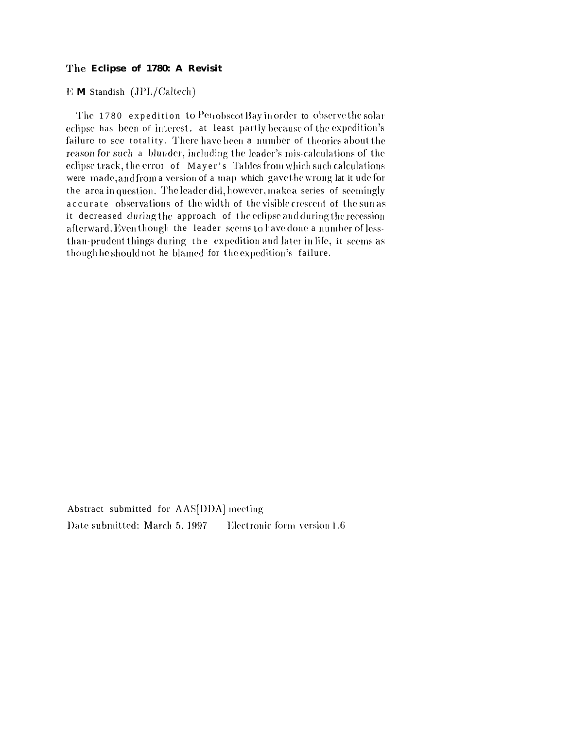# The Eclipse of 1780: A Revisit

E M Standish (JPL/Caltech)

The 1780 expedition to Penobscot Bay in order to observe the solar eclipse has been of interest, at least partly because of the expedition's failure to see totality. There have been a number of theories about the reason for such a blunder, including the leader's mis-calculations of the eclipse track, the error of Mayer's Tables from which such calculations were made, and from a version of a map which gave the wrong latitude for the area in question. The leader did, however, make a series of seemingly accurate observations of the width of the visible crescent of the sun as it decreased during the approach of the eclipse and during the recession afterward. Even though the leader seems to have done a number of less-than-prudent things during the expedition and later in life, it seems as though he should not be blamed for the expedition's failure.

Abstract submitted for AAS[DDA] meeting

Date submitted: March 5, 1997 Electronic form version 1.6